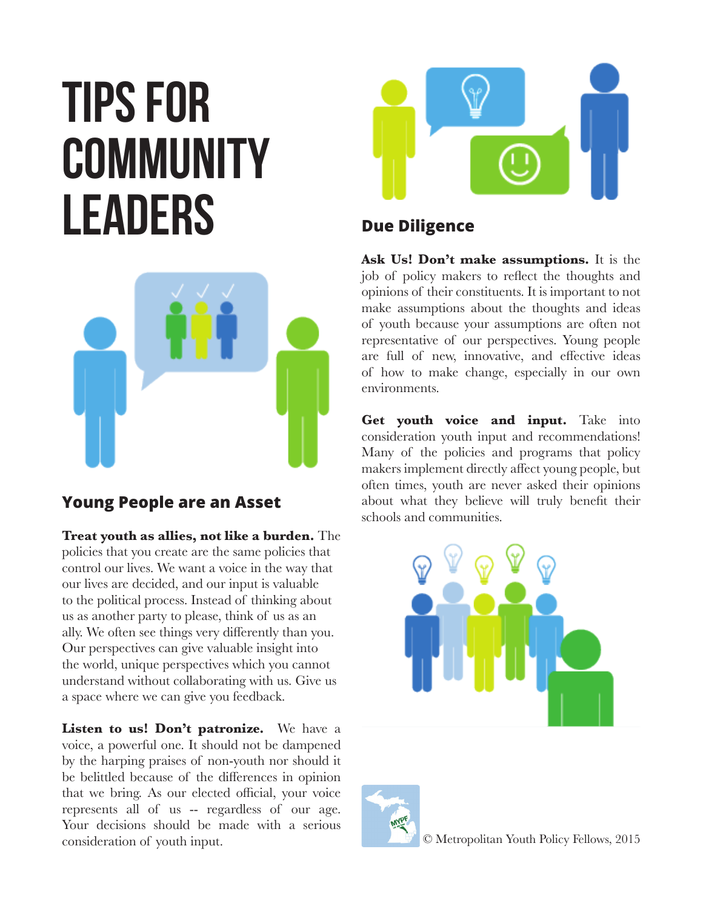# TIPS FOR COMMUNITY LEADERS

## Young People are an Asset

**Treat youth as allies, not like a burden.** The policies that you create are the same policies that control our lives. We want a voice in the way that our lives are decided, and our input is valuable to the political process. Instead of thinking about us as another party to please, think of us as an ally. We often see things very differently than you. Our perspectives can give valuable insight into the world, unique perspectives which you cannot understand without collaborating with us. Give us a space where we can give you feedback.

**Listen to us! Don't patronize.** We have a voice, a powerful one. It should not be dampened by the harping praises of non-youth nor should it be belittled because of the differences in opinion that we bring. As our elected official, your voice represents all of us -- regardless of our age. Your decisions should be made with a serious consideration of youth input.

## Due Diligence

**Ask Us! Don't make assumptions.** It is the job of policy makers to reflect the thoughts and opinions of their constituents. It is important to not make assumptions about the thoughts and ideas of youth because your assumptions are often not representative of our perspectives. Young people are full of new, innovative, and effective ideas of how to make change, especially in our own environments.

**Get youth voice and input.** Take into consideration youth input and recommendations! Many of the policies and programs that policy makers implement directly affect young people, but often times, youth are never asked their opinions about what they believe will truly benefit their schools and communities.

© Metropolitan Youth Policy Fellows, 2015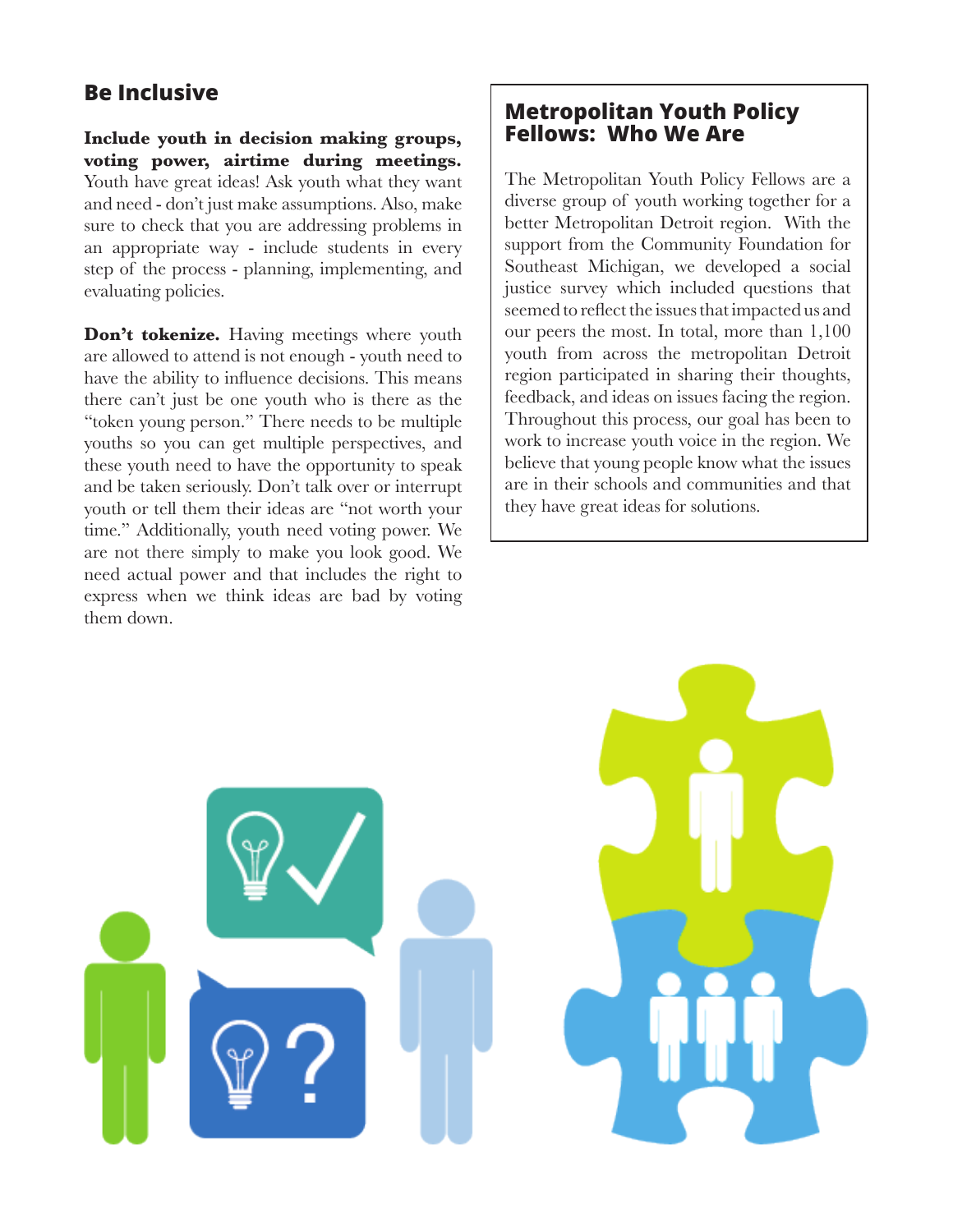## Be Inclusive

**Include youth in decision making groups, voting power, airtime during meetings.** Youth have great ideas! Ask youth what they want and need - don't just make assumptions. Also, make sure to check that you are addressing problems in an appropriate way - include students in every step of the process - planning, implementing, and evaluating policies.

**Don't tokenize.** Having meetings where youth are allowed to attend is not enough - youth need to have the ability to influence decisions. This means there can't just be one youth who is there as the "token young person." There needs to be multiple youths so you can get multiple perspectives, and these youth need to have the opportunity to speak and be taken seriously. Don't talk over or interrupt youth or tell them their ideas are "not worth your time." Additionally, youth need voting power. We are not there simply to make you look good. We need actual power and that includes the right to express when we think ideas are bad by voting them down.

## Metropolitan Youth Policy Fellows: Who We Are

The Metropolitan Youth Policy Fellows are a diverse group of youth working together for a better Metropolitan Detroit region. With the support from the Community Foundation for Southeast Michigan, we developed a social justice survey which included questions that seemed to reflect the issues that impacted us and our peers the most. In total, more than 1,100 youth from across the metropolitan Detroit region participated in sharing their thoughts, feedback, and ideas on issues facing the region. Throughout this process, our goal has been to work to increase youth voice in the region. We believe that young people know what the issues are in their schools and communities and that they have great ideas for solutions.